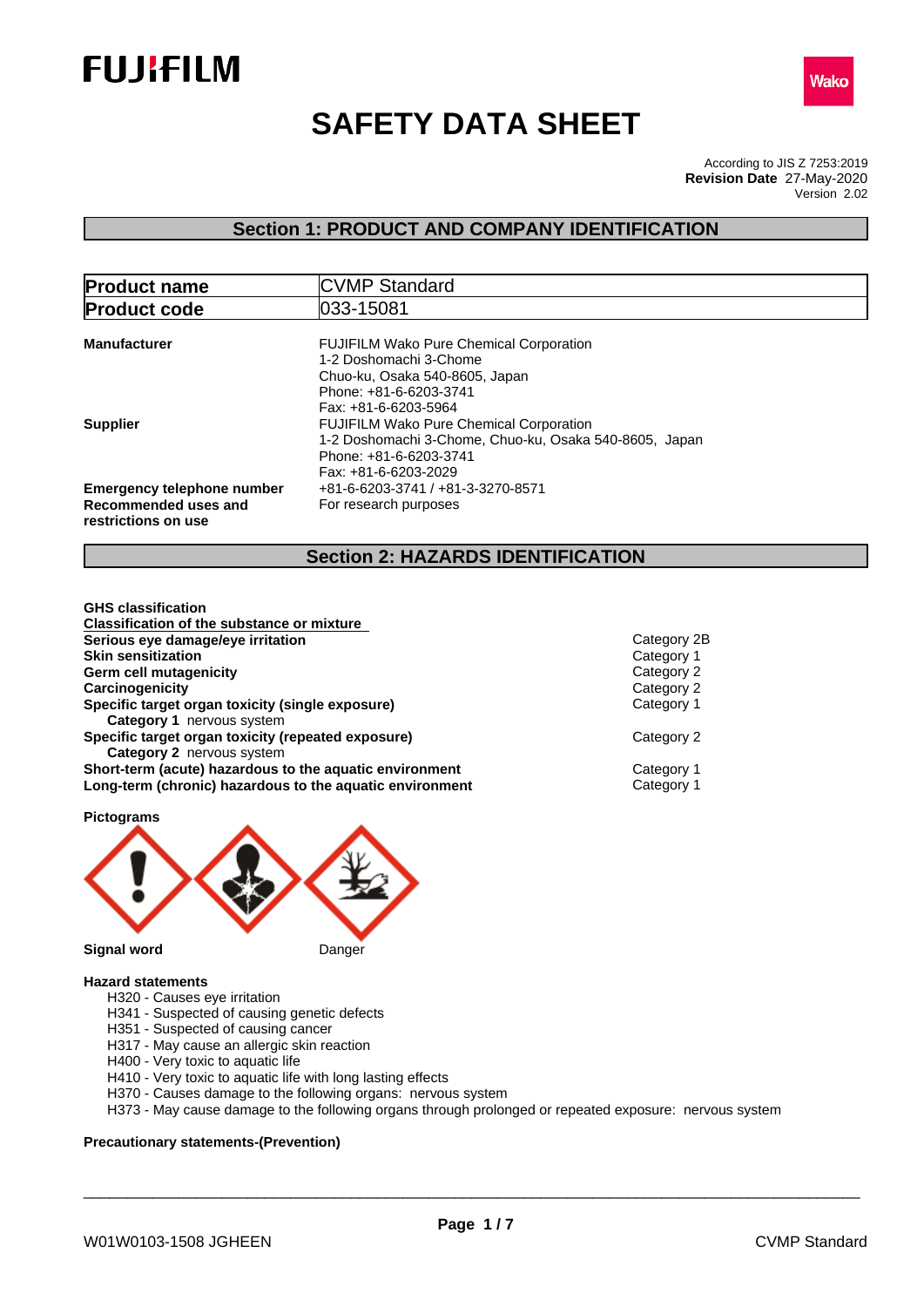# SAFETY DATA SHEET

According to JIS Z 7253:2019
**Revision Date** 27-May-2020
Version 2.02

## Section 1: PRODUCT AND COMPANY IDENTIFICATION

| **Product name** | CVMP Standard |
|---|---|
| **Product code** | 033-15081 |

**Manufacturer**
FUJIFILM Wako Pure Chemical Corporation
1-2 Doshomachi 3-Chome
Chuo-ku, Osaka 540-8605, Japan
Phone: +81-6-6203-3741
Fax: +81-6-6203-5964

**Supplier**
FUJIFILM Wako Pure Chemical Corporation
1-2 Doshomachi 3-Chome, Chuo-ku, Osaka 540-8605, Japan
Phone: +81-6-6203-3741
Fax: +81-6-6203-2029

**Emergency telephone number** +81-6-6203-3741 / +81-3-3270-8571

**Recommended uses and restrictions on use** For research purposes

## Section 2: HAZARDS IDENTIFICATION

**GHS classification**

**Classification of the substance or mixture**

| | |
|---|---|
| **Serious eye damage/eye irritation** | Category 2B |
| **Skin sensitization** | Category 1 |
| **Germ cell mutagenicity** | Category 2 |
| **Carcinogenicity** | Category 2 |
| **Specific target organ toxicity (single exposure)** | Category 1 |
| **Category 1** nervous system | |
| **Specific target organ toxicity (repeated exposure)** | Category 2 |
| **Category 2** nervous system | |
| **Short-term (acute) hazardous to the aquatic environment** | Category 1 |
| **Long-term (chronic) hazardous to the aquatic environment** | Category 1 |

**Pictograms**

**Signal word** Danger

**Hazard statements**

- H320 - Causes eye irritation
- H341 - Suspected of causing genetic defects
- H351 - Suspected of causing cancer
- H317 - May cause an allergic skin reaction
- H400 - Very toxic to aquatic life
- H410 - Very toxic to aquatic life with long lasting effects
- H370 - Causes damage to the following organs: nervous system
- H373 - May cause damage to the following organs through prolonged or repeated exposure: nervous system

**Precautionary statements-(Prevention)**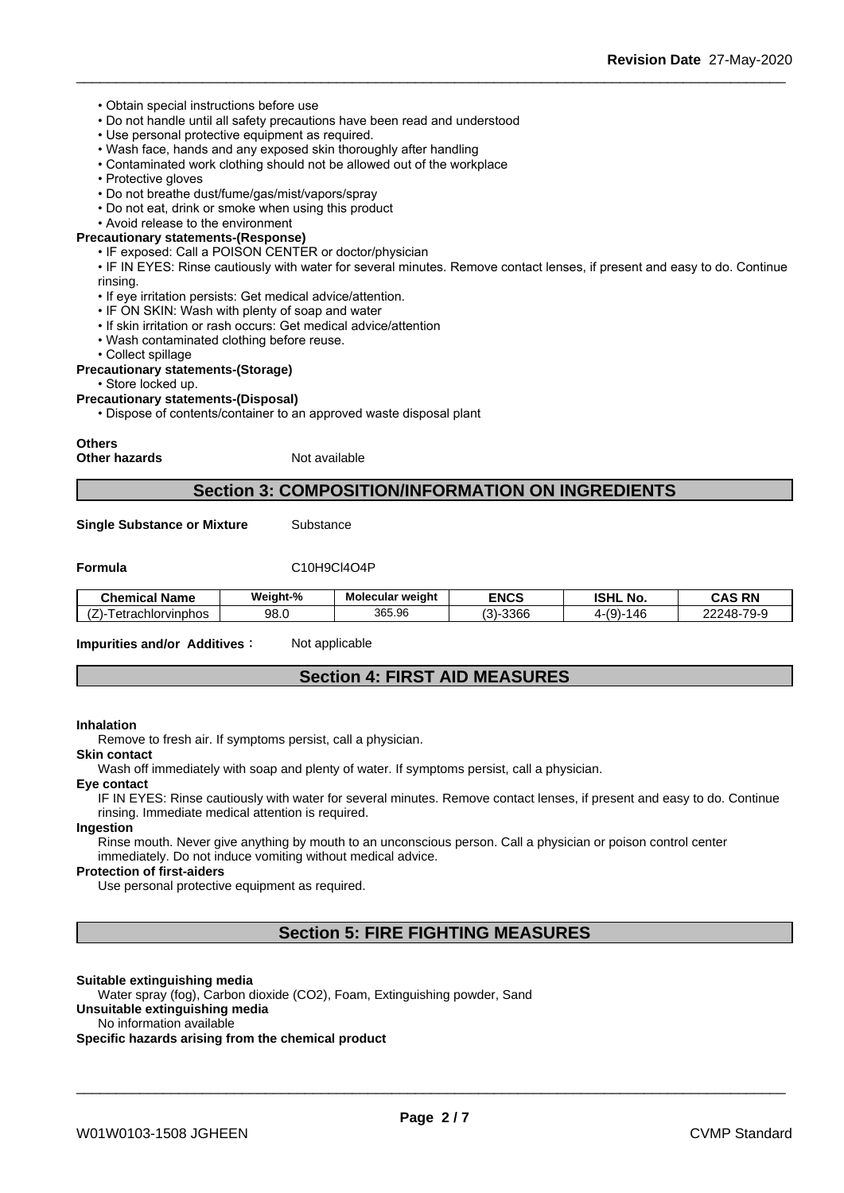- Obtain special instructions before use
- Do not handle until all safety precautions have been read and understood
- Use personal protective equipment as required.
- Wash face, hands and any exposed skin thoroughly after handling
- Contaminated work clothing should not be allowed out of the workplace
- Protective gloves
- Do not breathe dust/fume/gas/mist/vapors/spray
- Do not eat, drink or smoke when using this product
- Avoid release to the environment

**Precautionary statements-(Response)**

- IF exposed: Call a POISON CENTER or doctor/physician
- IF IN EYES: Rinse cautiously with water for several minutes. Remove contact lenses, if present and easy to do. Continue rinsing.
- If eye irritation persists: Get medical advice/attention.
- IF ON SKIN: Wash with plenty of soap and water
- If skin irritation or rash occurs: Get medical advice/attention
- Wash contaminated clothing before reuse.
- Collect spillage

**Precautionary statements-(Storage)**

- Store locked up.

**Precautionary statements-(Disposal)**

- Dispose of contents/container to an approved waste disposal plant

**Others**

**Other hazards** Not available

## Section 3: COMPOSITION/INFORMATION ON INGREDIENTS

**Single Substance or Mixture** Substance

**Formula** $C_{10}H_9Cl_4O_4P$

| Chemical Name | Weight-% | Molecular weight | ENCS | ISHL No. | CAS RN |
|---|---|---|---|---|---|
| (Z)-Tetrachlorvinphos | 98.0 | 365.96 | (3)-3366 | 4-(9)-146 | 22248-79-9 |

**Impurities and/or Additives**: Not applicable

## Section 4: FIRST AID MEASURES

**Inhalation**

Remove to fresh air. If symptoms persist, call a physician.

**Skin contact**

Wash off immediately with soap and plenty of water. If symptoms persist, call a physician.

**Eye contact**

IF IN EYES: Rinse cautiously with water for several minutes. Remove contact lenses, if present and easy to do. Continue rinsing. Immediate medical attention is required.

**Ingestion**

Rinse mouth. Never give anything by mouth to an unconscious person. Call a physician or poison control center immediately. Do not induce vomiting without medical advice.

**Protection of first-aiders**

Use personal protective equipment as required.

## Section 5: FIRE FIGHTING MEASURES

**Suitable extinguishing media**

Water spray (fog), Carbon dioxide (CO2), Foam, Extinguishing powder, Sand

**Unsuitable extinguishing media**

No information available

**Specific hazards arising from the chemical product**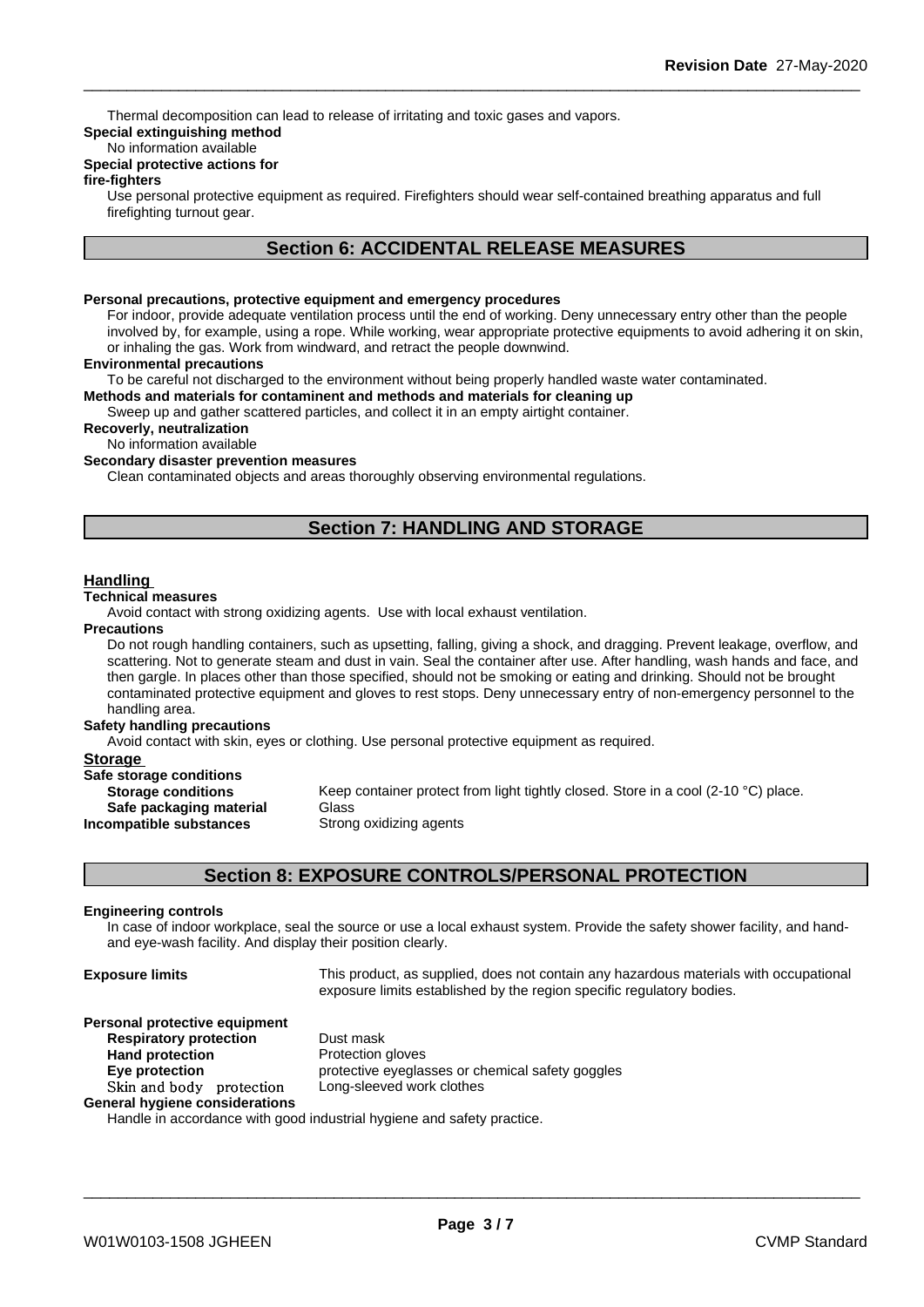Thermal decomposition can lead to release of irritating and toxic gases and vapors.

**Special extinguishing method**

No information available

**Special protective actions for fire-fighters**

Use personal protective equipment as required. Firefighters should wear self-contained breathing apparatus and full firefighting turnout gear.

## Section 6: ACCIDENTAL RELEASE MEASURES

**Personal precautions, protective equipment and emergency procedures**

For indoor, provide adequate ventilation process until the end of working. Deny unnecessary entry other than the people involved by, for example, using a rope. While working, wear appropriate protective equipments to avoid adhering it on skin, or inhaling the gas. Work from windward, and retract the people downwind.

**Environmental precautions**

To be careful not discharged to the environment without being properly handled waste water contaminated.

**Methods and materials for contaminent and methods and materials for cleaning up**

Sweep up and gather scattered particles, and collect it in an empty airtight container.

**Recoverly, neutralization**

No information available

**Secondary disaster prevention measures**

Clean contaminated objects and areas thoroughly observing environmental regulations.

## Section 7: HANDLING AND STORAGE

### Handling

**Technical measures**

Avoid contact with strong oxidizing agents. Use with local exhaust ventilation.

**Precautions**

Do not rough handling containers, such as upsetting, falling, giving a shock, and dragging. Prevent leakage, overflow, and scattering. Not to generate steam and dust in vain. Seal the container after use. After handling, wash hands and face, and then gargle. In places other than those specified, should not be smoking or eating and drinking. Should not be brought contaminated protective equipment and gloves to rest stops. Deny unnecessary entry of non-emergency personnel to the handling area.

**Safety handling precautions**

Avoid contact with skin, eyes or clothing. Use personal protective equipment as required.

### Storage

**Safe storage conditions**

**Storage conditions** — Keep container protect from light tightly closed. Store in a cool (2-10 °C) place.

**Safe packaging material** — Glass

**Incompatible substances** — Strong oxidizing agents

## Section 8: EXPOSURE CONTROLS/PERSONAL PROTECTION

**Engineering controls**

In case of indoor workplace, seal the source or use a local exhaust system. Provide the safety shower facility, and hand- and eye-wash facility. And display their position clearly.

**Exposure limits** — This product, as supplied, does not contain any hazardous materials with occupational exposure limits established by the region specific regulatory bodies.

**Personal protective equipment**

**Respiratory protection** — Dust mask

**Hand protection** — Protection gloves

**Eye protection** — protective eyeglasses or chemical safety goggles

**Skin and body protection** — Long-sleeved work clothes

**General hygiene considerations**

Handle in accordance with good industrial hygiene and safety practice.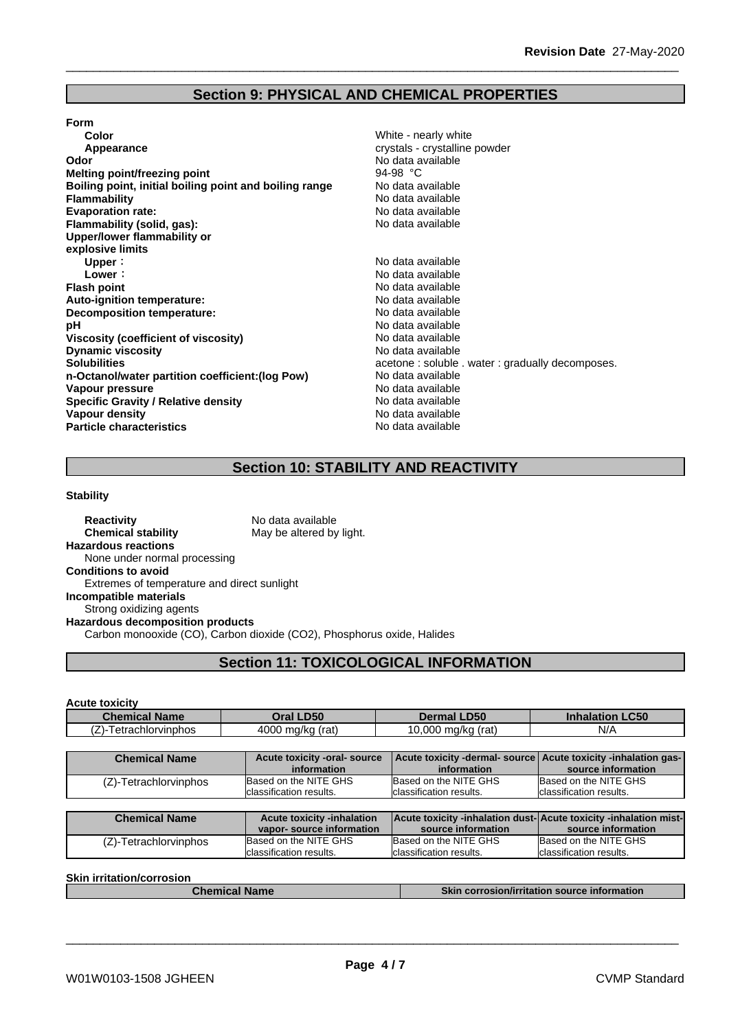## Section 9: PHYSICAL AND CHEMICAL PROPERTIES

**Form**

| | |
|---|---|
| **Color** | White - nearly white |
| **Appearance** | crystals - crystalline powder |
| **Odor** | No data available |
| **Melting point/freezing point** | 94-98 °C |
| **Boiling point, initial boiling point and boiling range** | No data available |
| **Flammability** | No data available |
| **Evaporation rate:** | No data available |
| **Flammability (solid, gas):** | No data available |
| **Upper/lower flammability or explosive limits** | |
| **Upper**： | No data available |
| **Lower**： | No data available |
| **Flash point** | No data available |
| **Auto-ignition temperature:** | No data available |
| **Decomposition temperature:** | No data available |
| **pH** | No data available |
| **Viscosity (coefficient of viscosity)** | No data available |
| **Dynamic viscosity** | No data available |
| **Solubilities** | acetone : soluble . water : gradually decomposes. |
| **n-Octanol/water partition coefficient:(log Pow)** | No data available |
| **Vapour pressure** | No data available |
| **Specific Gravity / Relative density** | No data available |
| **Vapour density** | No data available |
| **Particle characteristics** | No data available |

## Section 10: STABILITY AND REACTIVITY

**Stability**

**Reactivity** No data available
**Chemical stability** May be altered by light.

**Hazardous reactions**
None under normal processing

**Conditions to avoid**
Extremes of temperature and direct sunlight

**Incompatible materials**
Strong oxidizing agents

**Hazardous decomposition products**
Carbon monooxide (CO), Carbon dioxide (CO2), Phosphorus oxide, Halides

## Section 11: TOXICOLOGICAL INFORMATION

**Acute toxicity**

| Chemical Name | Oral LD50 | Dermal LD50 | Inhalation LC50 |
|---|---|---|---|
| (Z)-Tetrachlorvinphos | 4000 mg/kg (rat) | 10,000 mg/kg (rat) | N/A |

| Chemical Name | Acute toxicity -oral- source information | Acute toxicity -dermal- source information | Acute toxicity -inhalation gas- source information |
|---|---|---|---|
| (Z)-Tetrachlorvinphos | Based on the NITE GHS classification results. | Based on the NITE GHS classification results. | Based on the NITE GHS classification results. |

| Chemical Name | Acute toxicity -inhalation vapor- source information | Acute toxicity -inhalation dust- source information | Acute toxicity -inhalation mist- source information |
|---|---|---|---|
| (Z)-Tetrachlorvinphos | Based on the NITE GHS classification results. | Based on the NITE GHS classification results. | Based on the NITE GHS classification results. |

**Skin irritation/corrosion**

| Chemical Name | Skin corrosion/irritation source information |
|---|---|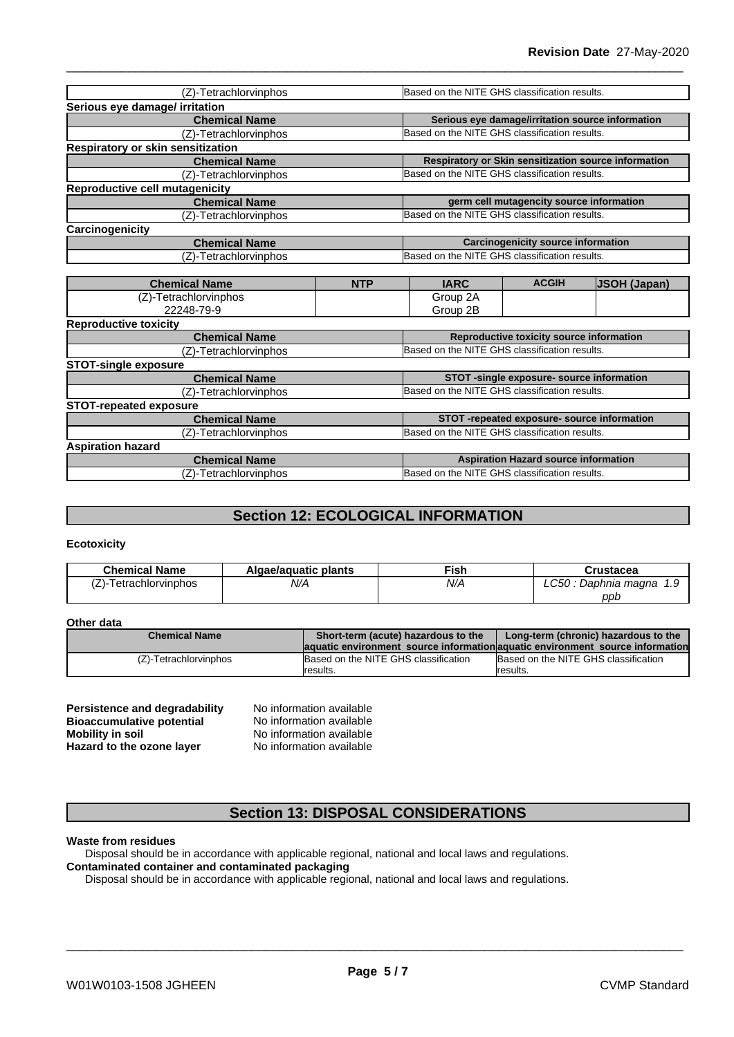| (Z)-Tetrachlorvinphos | Based on the NITE GHS classification results. |
|---|---|

**Serious eye damage/ irritation**

| Chemical Name | Serious eye damage/irritation source information |
|---|---|
| (Z)-Tetrachlorvinphos | Based on the NITE GHS classification results. |

**Respiratory or skin sensitization**

| Chemical Name | Respiratory or Skin sensitization source information |
|---|---|
| (Z)-Tetrachlorvinphos | Based on the NITE GHS classification results. |

**Reproductive cell mutagenicity**

| Chemical Name | germ cell mutagencity source information |
|---|---|
| (Z)-Tetrachlorvinphos | Based on the NITE GHS classification results. |

**Carcinogenicity**

| Chemical Name | Carcinogenicity source information |
|---|---|
| (Z)-Tetrachlorvinphos | Based on the NITE GHS classification results. |

| Chemical Name | NTP | IARC | ACGIH | JSOH (Japan) |
|---|---|---|---|---|
| (Z)-Tetrachlorvinphos<br>22248-79-9 | | Group 2A<br>Group 2B | | |

**Reproductive toxicity**

| Chemical Name | Reproductive toxicity source information |
|---|---|
| (Z)-Tetrachlorvinphos | Based on the NITE GHS classification results. |

**STOT-single exposure**

| Chemical Name | STOT -single exposure- source information |
|---|---|
| (Z)-Tetrachlorvinphos | Based on the NITE GHS classification results. |

**STOT-repeated exposure**

| Chemical Name | STOT -repeated exposure- source information |
|---|---|
| (Z)-Tetrachlorvinphos | Based on the NITE GHS classification results. |

**Aspiration hazard**

| Chemical Name | Aspiration Hazard source information |
|---|---|
| (Z)-Tetrachlorvinphos | Based on the NITE GHS classification results. |

## Section 12: ECOLOGICAL INFORMATION

**Ecotoxicity**

| Chemical Name | Algae/aquatic plants | Fish | Crustacea |
|---|---|---|---|
| (Z)-Tetrachlorvinphos | *N/A* | *N/A* | *LC50 : Daphnia magna 1.9 ppb* |

**Other data**

| Chemical Name | Short-term (acute) hazardous to the aquatic environment source information | Long-term (chronic) hazardous to the aquatic environment source information |
|---|---|---|
| (Z)-Tetrachlorvinphos | Based on the NITE GHS classification results. | Based on the NITE GHS classification results. |

**Persistence and degradability** No information available
**Bioaccumulative potential** No information available
**Mobility in soil** No information available
**Hazard to the ozone layer** No information available

## Section 13: DISPOSAL CONSIDERATIONS

**Waste from residues**

Disposal should be in accordance with applicable regional, national and local laws and regulations.

**Contaminated container and contaminated packaging**

Disposal should be in accordance with applicable regional, national and local laws and regulations.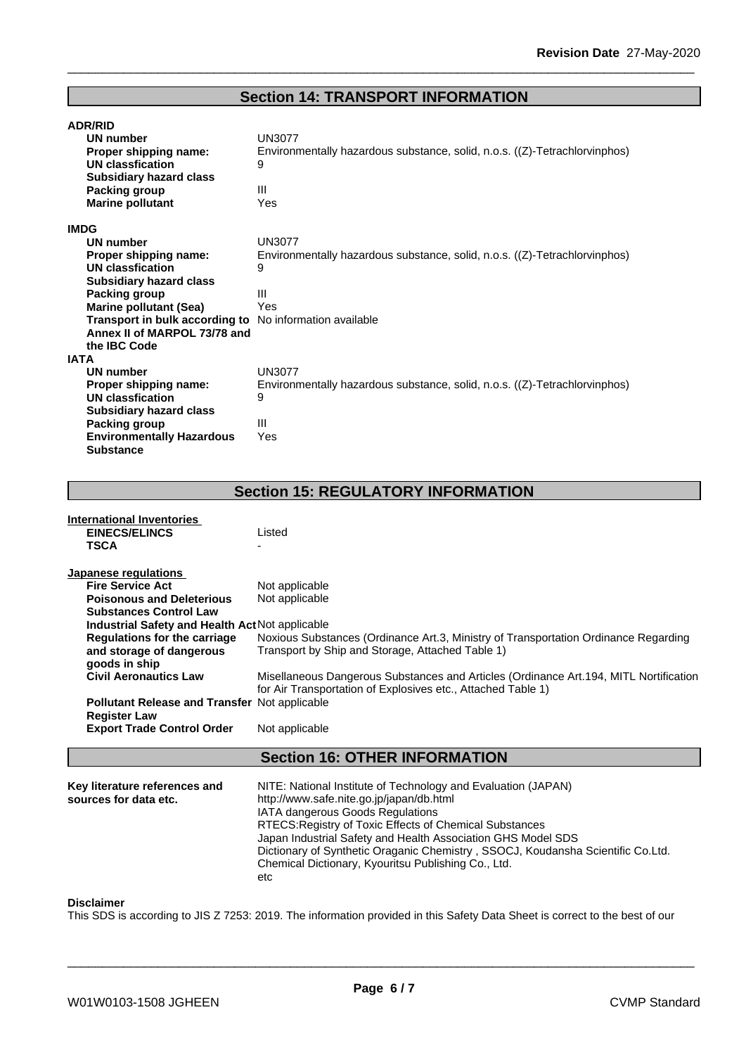## Section 14: TRANSPORT INFORMATION

**ADR/RID**

| | |
|---|---|
| **UN number** | UN3077 |
| **Proper shipping name:** | Environmentally hazardous substance, solid, n.o.s. ((Z)-Tetrachlorvinphos) |
| **UN classfication** | 9 |
| **Subsidiary hazard class** | |
| **Packing group** | III |
| **Marine pollutant** | Yes |

**IMDG**

| | |
|---|---|
| **UN number** | UN3077 |
| **Proper shipping name:** | Environmentally hazardous substance, solid, n.o.s. ((Z)-Tetrachlorvinphos) |
| **UN classfication** | 9 |
| **Subsidiary hazard class** | |
| **Packing group** | III |
| **Marine pollutant (Sea)** | Yes |
| **Transport in bulk according to Annex II of MARPOL 73/78 and the IBC Code** | No information available |

**IATA**

| | |
|---|---|
| **UN number** | UN3077 |
| **Proper shipping name:** | Environmentally hazardous substance, solid, n.o.s. ((Z)-Tetrachlorvinphos) |
| **UN classfication** | 9 |
| **Subsidiary hazard class** | |
| **Packing group** | III |
| **Environmentally Hazardous Substance** | Yes |

## Section 15: REGULATORY INFORMATION

**International Inventories**

| | |
|---|---|
| **EINECS/ELINCS** | Listed |
| **TSCA** | - |

**Japanese regulations**

| | |
|---|---|
| **Fire Service Act** | Not applicable |
| **Poisonous and Deleterious Substances Control Law** | Not applicable |
| **Industrial Safety and Health Act** | Not applicable |
| **Regulations for the carriage and storage of dangerous goods in ship** | Noxious Substances (Ordinance Art.3, Ministry of Transportation Ordinance Regarding Transport by Ship and Storage, Attached Table 1) |
| **Civil Aeronautics Law** | Misellaneous Dangerous Substances and Articles (Ordinance Art.194, MITL Nortification for Air Transportation of Explosives etc., Attached Table 1) |
| **Pollutant Release and Transfer Register Law** | Not applicable |
| **Export Trade Control Order** | Not applicable |

## Section 16: OTHER INFORMATION

**Key literature references and sources for data etc.**

NITE: National Institute of Technology and Evaluation (JAPAN)
http://www.safe.nite.go.jp/japan/db.html
IATA dangerous Goods Regulations
RTECS:Registry of Toxic Effects of Chemical Substances
Japan Industrial Safety and Health Association GHS Model SDS
Dictionary of Synthetic Oraganic Chemistry , SSOCJ, Koudansha Scientific Co.Ltd.
Chemical Dictionary, Kyouritsu Publishing Co., Ltd.
etc

**Disclaimer**

This SDS is according to JIS Z 7253: 2019. The information provided in this Safety Data Sheet is correct to the best of our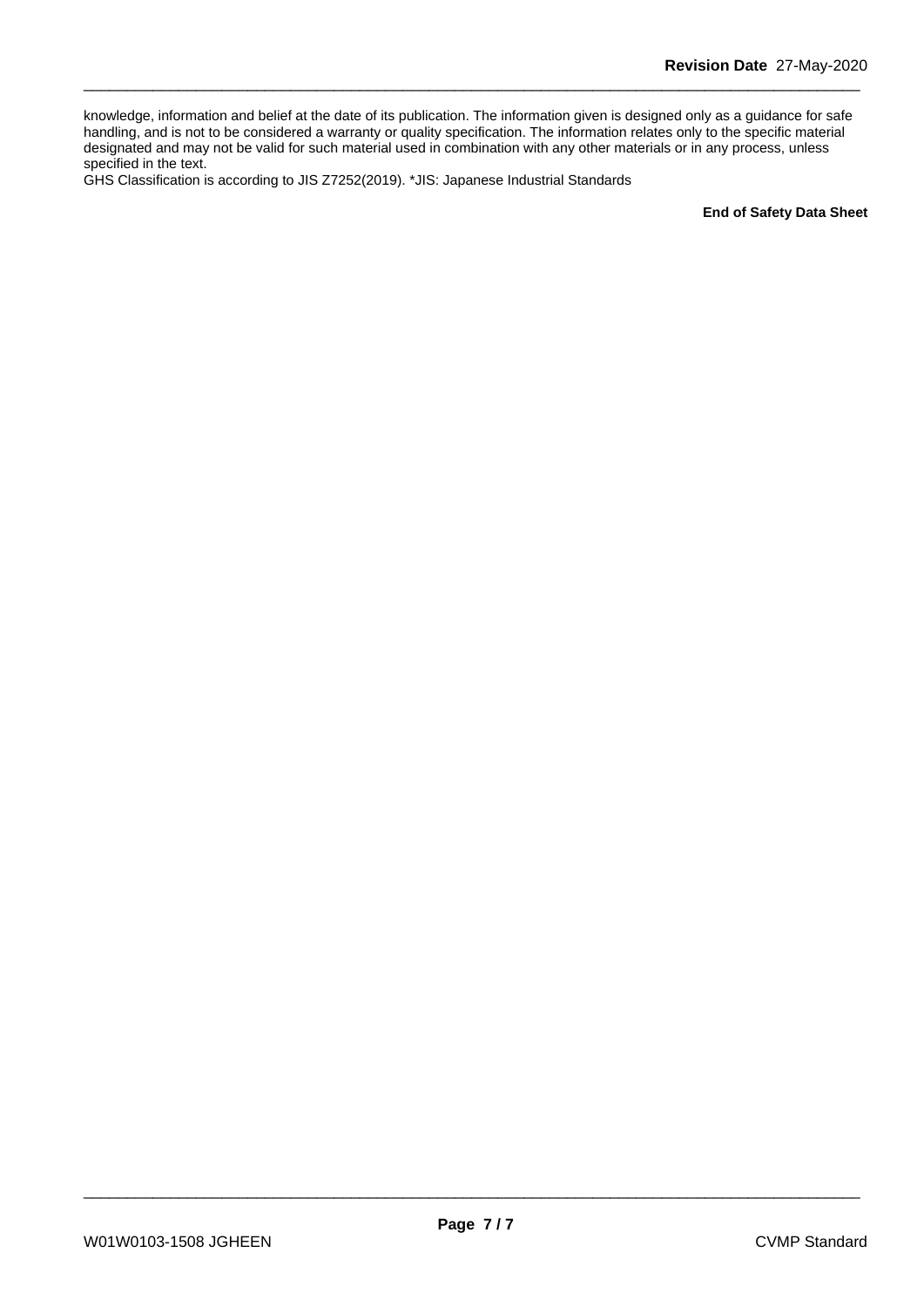knowledge, information and belief at the date of its publication. The information given is designed only as a guidance for safe handling, and is not to be considered a warranty or quality specification. The information relates only to the specific material designated and may not be valid for such material used in combination with any other materials or in any process, unless specified in the text.

GHS Classification is according to JIS Z7252(2019). *JIS: Japanese Industrial Standards

**End of Safety Data Sheet**